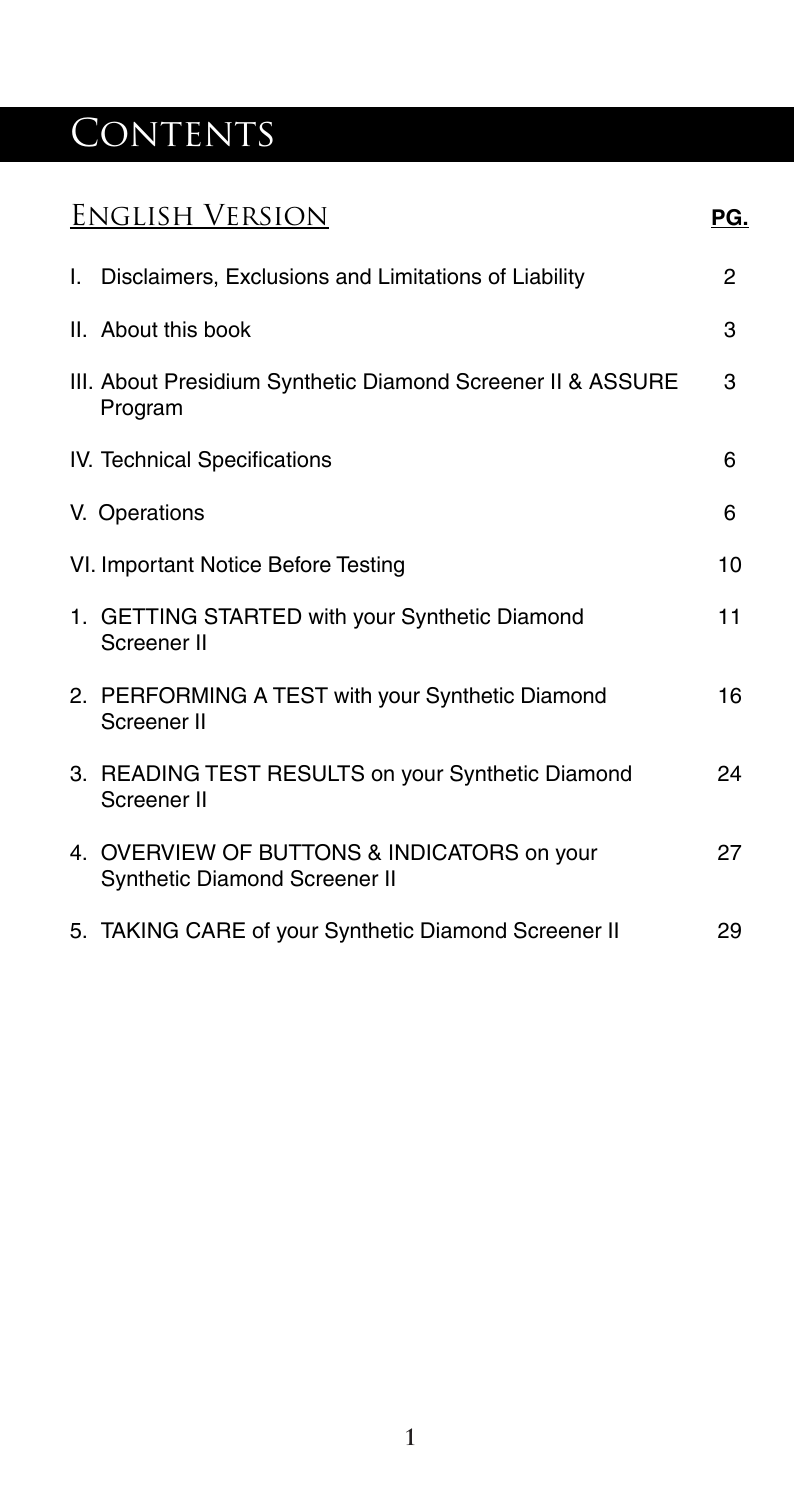# Contents

## English Version

| | PG. |
|---|---|
| I. Disclaimers, Exclusions and Limitations of Liability | 2 |
| II. About this book | 3 |
| III. About Presidium Synthetic Diamond Screener II & ASSURE Program | 3 |
| IV. Technical Specifications | 6 |
| V. Operations | 6 |
| VI. Important Notice Before Testing | 10 |
| 1. GETTING STARTED with your Synthetic Diamond Screener II | 11 |
| 2. PERFORMING A TEST with your Synthetic Diamond Screener II | 16 |
| 3. READING TEST RESULTS on your Synthetic Diamond Screener II | 24 |
| 4. OVERVIEW OF BUTTONS & INDICATORS on your Synthetic Diamond Screener II | 27 |
| 5. TAKING CARE of your Synthetic Diamond Screener II | 29 |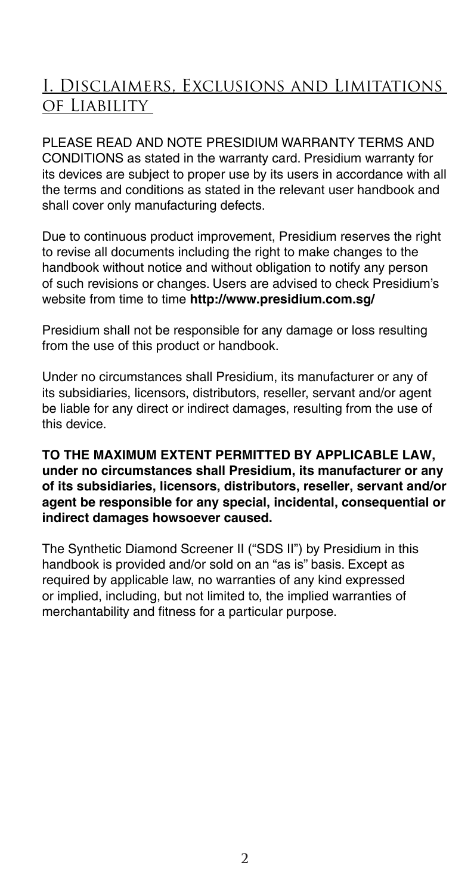## I. Disclaimers, Exclusions and Limitations of Liability

PLEASE READ AND NOTE PRESIDIUM WARRANTY TERMS AND CONDITIONS as stated in the warranty card. Presidium warranty for its devices are subject to proper use by its users in accordance with all the terms and conditions as stated in the relevant user handbook and shall cover only manufacturing defects.

Due to continuous product improvement, Presidium reserves the right to revise all documents including the right to make changes to the handbook without notice and without obligation to notify any person of such revisions or changes. Users are advised to check Presidium's website from time to time **http://www.presidium.com.sg/**

Presidium shall not be responsible for any damage or loss resulting from the use of this product or handbook.

Under no circumstances shall Presidium, its manufacturer or any of its subsidiaries, licensors, distributors, reseller, servant and/or agent be liable for any direct or indirect damages, resulting from the use of this device.

**TO THE MAXIMUM EXTENT PERMITTED BY APPLICABLE LAW, under no circumstances shall Presidium, its manufacturer or any of its subsidiaries, licensors, distributors, reseller, servant and/or agent be responsible for any special, incidental, consequential or indirect damages howsoever caused.**

The Synthetic Diamond Screener II ("SDS II") by Presidium in this handbook is provided and/or sold on an "as is" basis. Except as required by applicable law, no warranties of any kind expressed or implied, including, but not limited to, the implied warranties of merchantability and fitness for a particular purpose.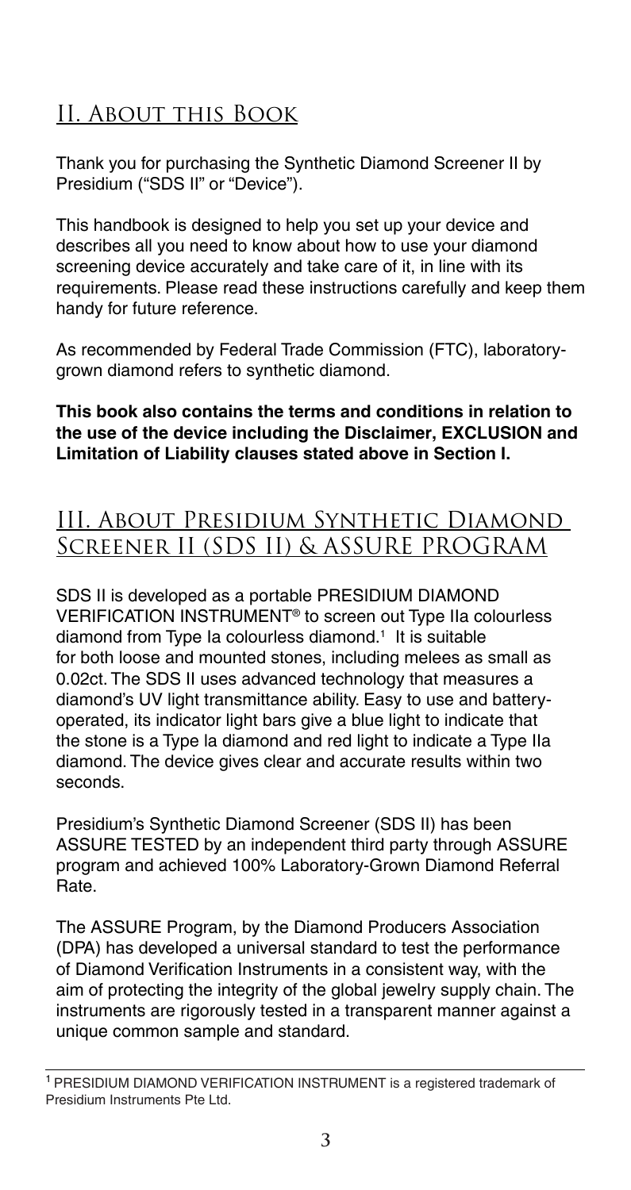## II. About this Book

Thank you for purchasing the Synthetic Diamond Screener II by Presidium ("SDS II" or "Device").

This handbook is designed to help you set up your device and describes all you need to know about how to use your diamond screening device accurately and take care of it, in line with its requirements. Please read these instructions carefully and keep them handy for future reference.

As recommended by Federal Trade Commission (FTC), laboratory-grown diamond refers to synthetic diamond.

**This book also contains the terms and conditions in relation to the use of the device including the Disclaimer, EXCLUSION and Limitation of Liability clauses stated above in Section I.**

## III. About Presidium Synthetic Diamond Screener II (SDS II) & ASSURE PROGRAM

SDS II is developed as a portable PRESIDIUM DIAMOND VERIFICATION INSTRUMENT® to screen out Type IIa colourless diamond from Type Ia colourless diamond.[1] It is suitable for both loose and mounted stones, including melees as small as 0.02ct. The SDS II uses advanced technology that measures a diamond's UV light transmittance ability. Easy to use and battery-operated, its indicator light bars give a blue light to indicate that the stone is a Type Ia diamond and red light to indicate a Type IIa diamond. The device gives clear and accurate results within two seconds.

Presidium's Synthetic Diamond Screener (SDS II) has been ASSURE TESTED by an independent third party through ASSURE program and achieved 100% Laboratory-Grown Diamond Referral Rate.

The ASSURE Program, by the Diamond Producers Association (DPA) has developed a universal standard to test the performance of Diamond Verification Instruments in a consistent way, with the aim of protecting the integrity of the global jewelry supply chain. The instruments are rigorously tested in a transparent manner against a unique common sample and standard.

---

[1] PRESIDIUM DIAMOND VERIFICATION INSTRUMENT is a registered trademark of Presidium Instruments Pte Ltd.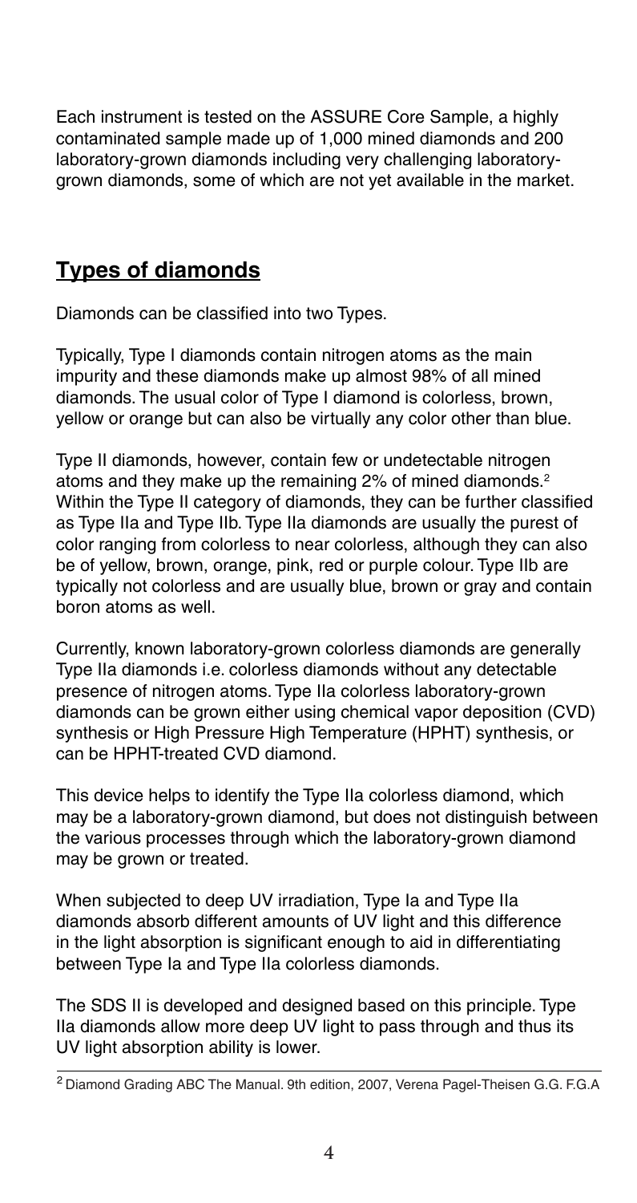Each instrument is tested on the ASSURE Core Sample, a highly contaminated sample made up of 1,000 mined diamonds and 200 laboratory-grown diamonds including very challenging laboratory-grown diamonds, some of which are not yet available in the market.

## **Types of diamonds**

Diamonds can be classified into two Types.

Typically, Type I diamonds contain nitrogen atoms as the main impurity and these diamonds make up almost 98% of all mined diamonds. The usual color of Type I diamond is colorless, brown, yellow or orange but can also be virtually any color other than blue.

Type II diamonds, however, contain few or undetectable nitrogen atoms and they make up the remaining 2% of mined diamonds.[2] Within the Type II category of diamonds, they can be further classified as Type IIa and Type IIb. Type IIa diamonds are usually the purest of color ranging from colorless to near colorless, although they can also be of yellow, brown, orange, pink, red or purple colour. Type IIb are typically not colorless and are usually blue, brown or gray and contain boron atoms as well.

Currently, known laboratory-grown colorless diamonds are generally Type IIa diamonds i.e. colorless diamonds without any detectable presence of nitrogen atoms. Type IIa colorless laboratory-grown diamonds can be grown either using chemical vapor deposition (CVD) synthesis or High Pressure High Temperature (HPHT) synthesis, or can be HPHT-treated CVD diamond.

This device helps to identify the Type IIa colorless diamond, which may be a laboratory-grown diamond, but does not distinguish between the various processes through which the laboratory-grown diamond may be grown or treated.

When subjected to deep UV irradiation, Type Ia and Type IIa diamonds absorb different amounts of UV light and this difference in the light absorption is significant enough to aid in differentiating between Type Ia and Type IIa colorless diamonds.

The SDS II is developed and designed based on this principle. Type IIa diamonds allow more deep UV light to pass through and thus its UV light absorption ability is lower.

[2] Diamond Grading ABC The Manual. 9th edition, 2007, Verena Pagel-Theisen G.G. F.G.A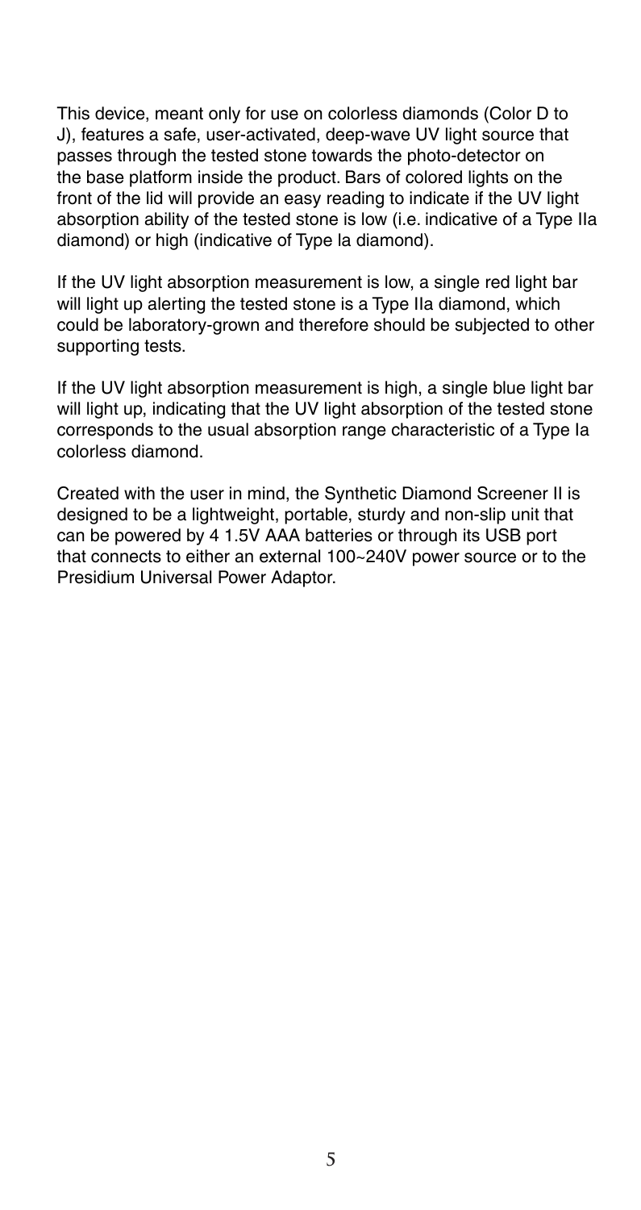This device, meant only for use on colorless diamonds (Color D to J), features a safe, user-activated, deep-wave UV light source that passes through the tested stone towards the photo-detector on the base platform inside the product. Bars of colored lights on the front of the lid will provide an easy reading to indicate if the UV light absorption ability of the tested stone is low (i.e. indicative of a Type IIa diamond) or high (indicative of Type Ia diamond).

If the UV light absorption measurement is low, a single red light bar will light up alerting the tested stone is a Type IIa diamond, which could be laboratory-grown and therefore should be subjected to other supporting tests.

If the UV light absorption measurement is high, a single blue light bar will light up, indicating that the UV light absorption of the tested stone corresponds to the usual absorption range characteristic of a Type Ia colorless diamond.

Created with the user in mind, the Synthetic Diamond Screener II is designed to be a lightweight, portable, sturdy and non-slip unit that can be powered by 4 1.5V AAA batteries or through its USB port that connects to either an external 100~240V power source or to the Presidium Universal Power Adaptor.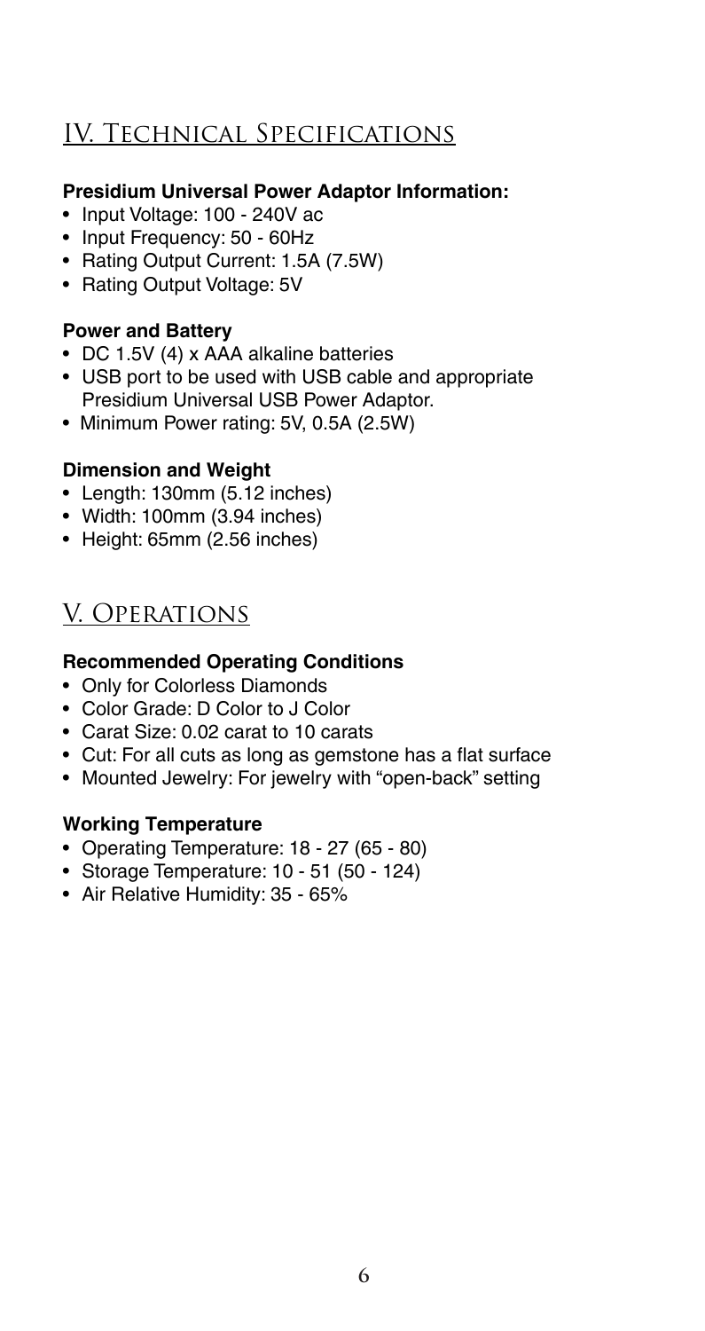## IV. Technical Specifications

**Presidium Universal Power Adaptor Information:**

- Input Voltage: 100 - 240V ac
- Input Frequency: 50 - 60Hz
- Rating Output Current: 1.5A (7.5W)
- Rating Output Voltage: 5V

**Power and Battery**

- DC 1.5V (4) x AAA alkaline batteries
- USB port to be used with USB cable and appropriate Presidium Universal USB Power Adaptor.
- Minimum Power rating: 5V, 0.5A (2.5W)

**Dimension and Weight**

- Length: 130mm (5.12 inches)
- Width: 100mm (3.94 inches)
- Height: 65mm (2.56 inches)

## V. Operations

**Recommended Operating Conditions**

- Only for Colorless Diamonds
- Color Grade: D Color to J Color
- Carat Size: 0.02 carat to 10 carats
- Cut: For all cuts as long as gemstone has a flat surface
- Mounted Jewelry: For jewelry with "open-back" setting

**Working Temperature**

- Operating Temperature: 18 - 27 (65 - 80)
- Storage Temperature: 10 - 51 (50 - 124)
- Air Relative Humidity: 35 - 65%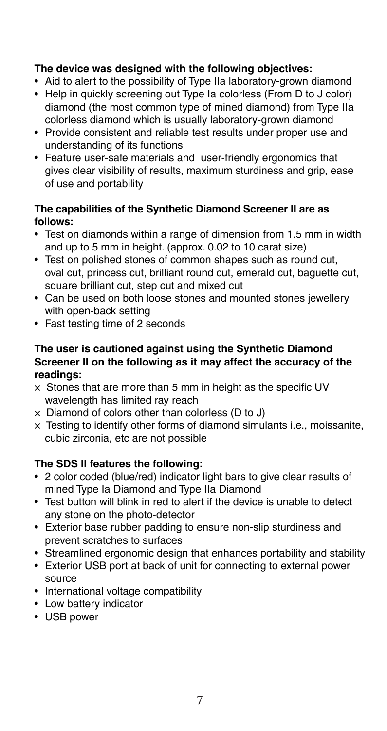**The device was designed with the following objectives:**

- Aid to alert to the possibility of Type IIa laboratory-grown diamond
- Help in quickly screening out Type Ia colorless (From D to J color) diamond (the most common type of mined diamond) from Type IIa colorless diamond which is usually laboratory-grown diamond
- Provide consistent and reliable test results under proper use and understanding of its functions
- Feature user-safe materials and user-friendly ergonomics that gives clear visibility of results, maximum sturdiness and grip, ease of use and portability

**The capabilities of the Synthetic Diamond Screener II are as follows:**

- Test on diamonds within a range of dimension from 1.5 mm in width and up to 5 mm in height. (approx. 0.02 to 10 carat size)
- Test on polished stones of common shapes such as round cut, oval cut, princess cut, brilliant round cut, emerald cut, baguette cut, square brilliant cut, step cut and mixed cut
- Can be used on both loose stones and mounted stones jewellery with open-back setting
- Fast testing time of 2 seconds

**The user is cautioned against using the Synthetic Diamond Screener II on the following as it may affect the accuracy of the readings:**

× Stones that are more than 5 mm in height as the specific UV wavelength has limited ray reach
× Diamond of colors other than colorless (D to J)
× Testing to identify other forms of diamond simulants i.e., moissanite, cubic zirconia, etc are not possible

**The SDS II features the following:**

- 2 color coded (blue/red) indicator light bars to give clear results of mined Type Ia Diamond and Type IIa Diamond
- Test button will blink in red to alert if the device is unable to detect any stone on the photo-detector
- Exterior base rubber padding to ensure non-slip sturdiness and prevent scratches to surfaces
- Streamlined ergonomic design that enhances portability and stability
- Exterior USB port at back of unit for connecting to external power source
- International voltage compatibility
- Low battery indicator
- USB power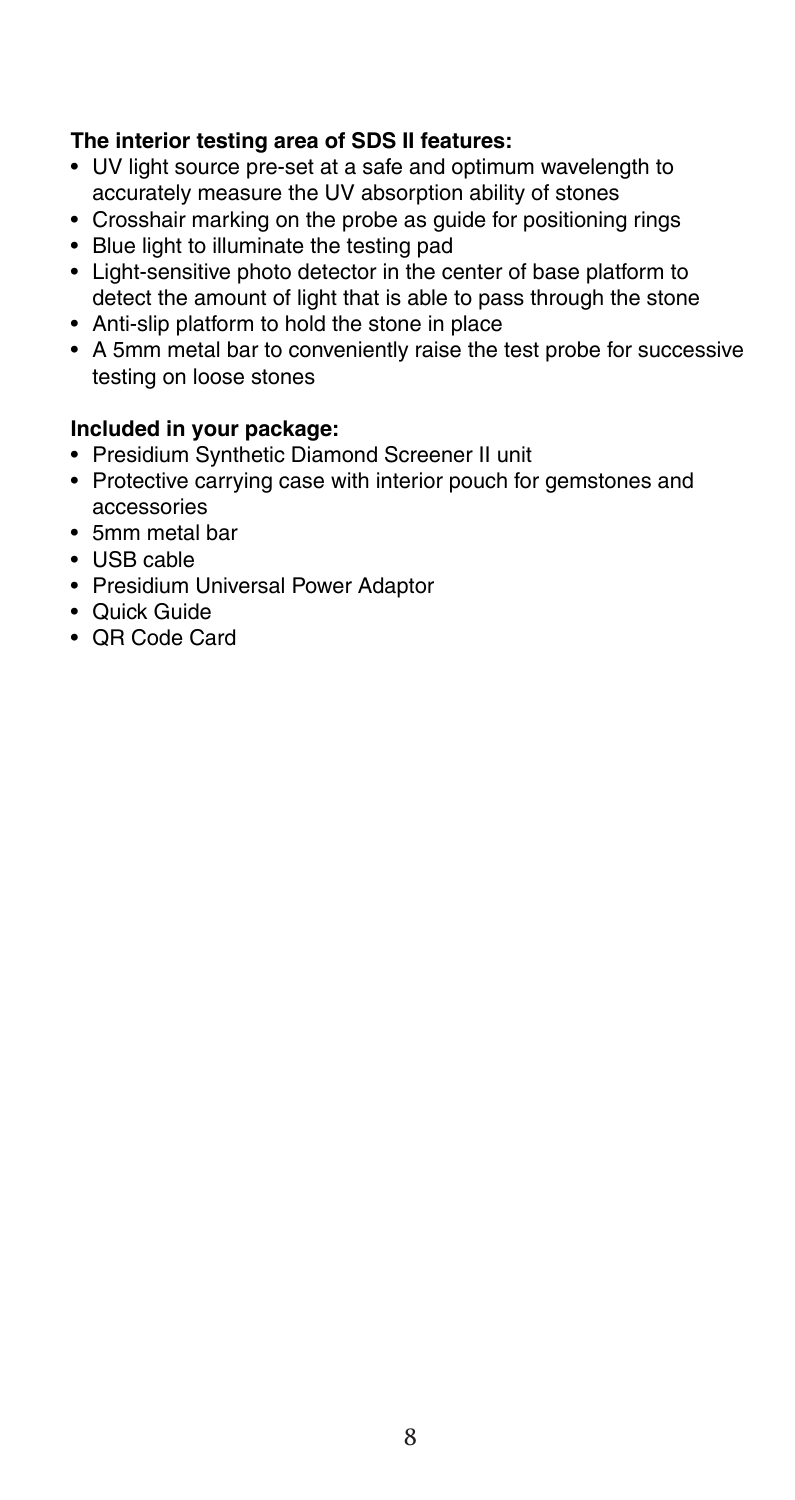**The interior testing area of SDS II features:**

- UV light source pre-set at a safe and optimum wavelength to accurately measure the UV absorption ability of stones
- Crosshair marking on the probe as guide for positioning rings
- Blue light to illuminate the testing pad
- Light-sensitive photo detector in the center of base platform to detect the amount of light that is able to pass through the stone
- Anti-slip platform to hold the stone in place
- A 5mm metal bar to conveniently raise the test probe for successive testing on loose stones

**Included in your package:**

- Presidium Synthetic Diamond Screener II unit
- Protective carrying case with interior pouch for gemstones and accessories
- 5mm metal bar
- USB cable
- Presidium Universal Power Adaptor
- Quick Guide
- QR Code Card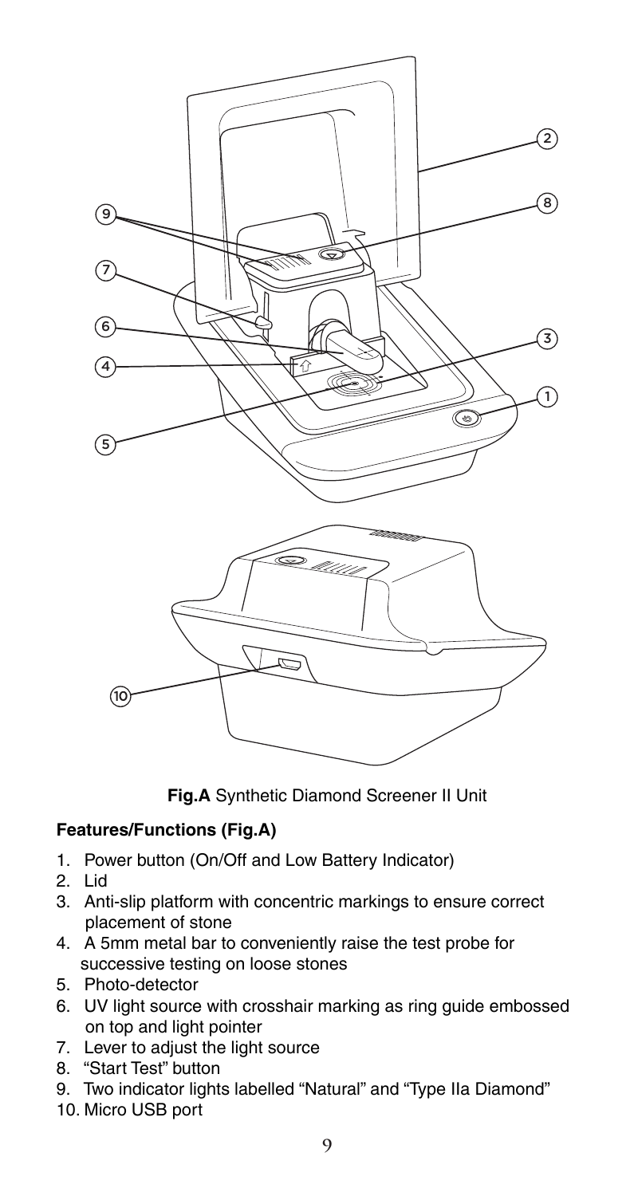**Fig.A** Synthetic Diamond Screener II Unit

**Features/Functions (Fig.A)**

1. Power button (On/Off and Low Battery Indicator)
2. Lid
3. Anti-slip platform with concentric markings to ensure correct placement of stone
4. A 5mm metal bar to conveniently raise the test probe for successive testing on loose stones
5. Photo-detector
6. UV light source with crosshair marking as ring guide embossed on top and light pointer
7. Lever to adjust the light source
8. "Start Test" button
9. Two indicator lights labelled "Natural" and "Type IIa Diamond"
10. Micro USB port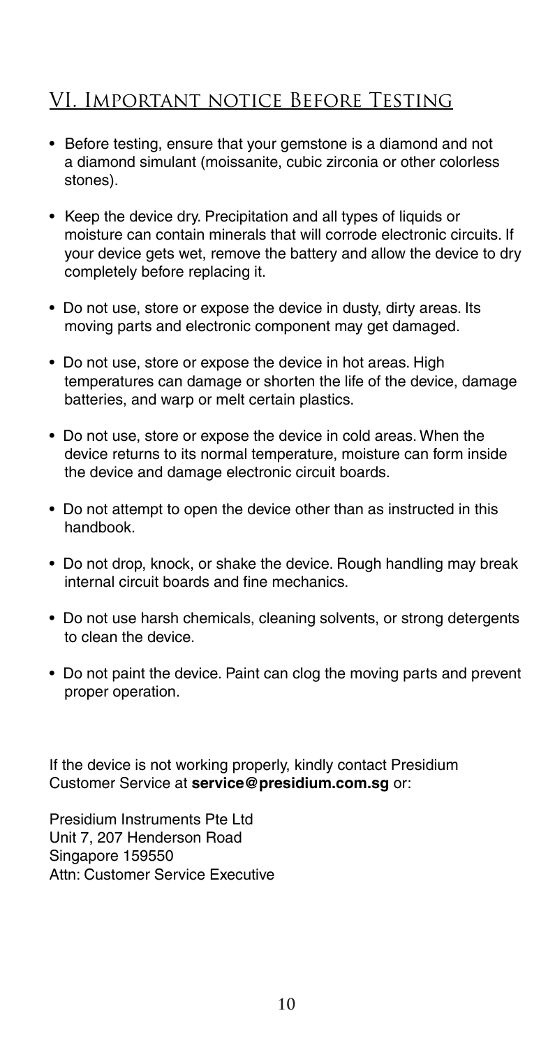## VI. Important notice Before Testing

- Before testing, ensure that your gemstone is a diamond and not a diamond simulant (moissanite, cubic zirconia or other colorless stones).
- Keep the device dry. Precipitation and all types of liquids or moisture can contain minerals that will corrode electronic circuits. If your device gets wet, remove the battery and allow the device to dry completely before replacing it.
- Do not use, store or expose the device in dusty, dirty areas. Its moving parts and electronic component may get damaged.
- Do not use, store or expose the device in hot areas. High temperatures can damage or shorten the life of the device, damage batteries, and warp or melt certain plastics.
- Do not use, store or expose the device in cold areas. When the device returns to its normal temperature, moisture can form inside the device and damage electronic circuit boards.
- Do not attempt to open the device other than as instructed in this handbook.
- Do not drop, knock, or shake the device. Rough handling may break internal circuit boards and fine mechanics.
- Do not use harsh chemicals, cleaning solvents, or strong detergents to clean the device.
- Do not paint the device. Paint can clog the moving parts and prevent proper operation.

If the device is not working properly, kindly contact Presidium Customer Service at **service@presidium.com.sg** or:

Presidium Instruments Pte Ltd
Unit 7, 207 Henderson Road
Singapore 159550
Attn: Customer Service Executive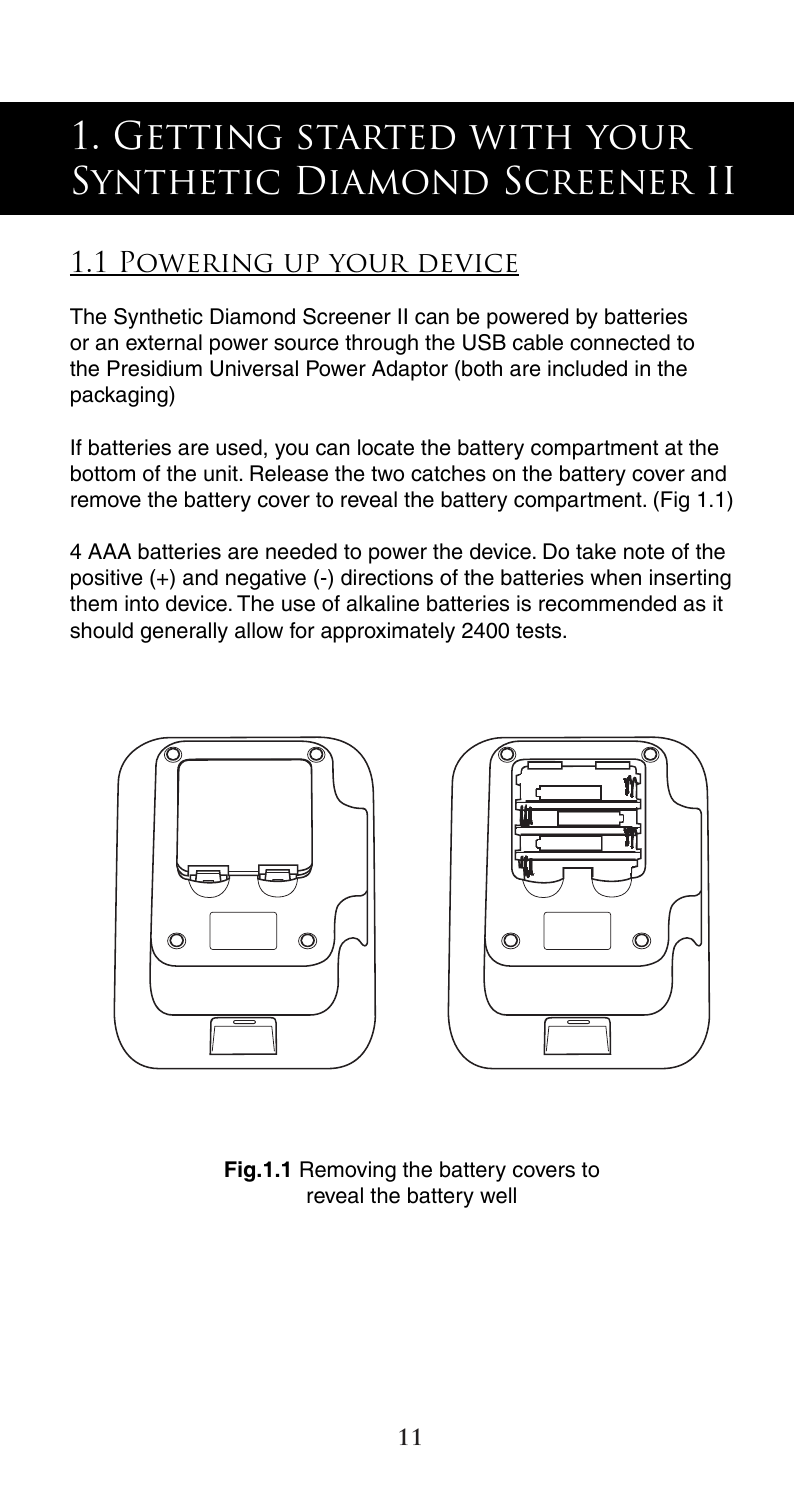# 1. Getting started with your Synthetic Diamond Screener II

## 1.1 Powering up your device

The Synthetic Diamond Screener II can be powered by batteries or an external power source through the USB cable connected to the Presidium Universal Power Adaptor (both are included in the packaging)

If batteries are used, you can locate the battery compartment at the bottom of the unit. Release the two catches on the battery cover and remove the battery cover to reveal the battery compartment. (Fig 1.1)

4 AAA batteries are needed to power the device. Do take note of the positive (+) and negative (-) directions of the batteries when inserting them into device. The use of alkaline batteries is recommended as it should generally allow for approximately 2400 tests.

**Fig.1.1** Removing the battery covers to reveal the battery well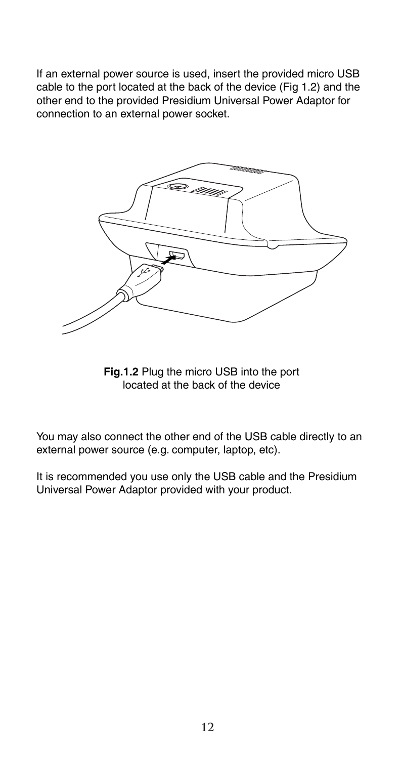If an external power source is used, insert the provided micro USB cable to the port located at the back of the device (Fig 1.2) and the other end to the provided Presidium Universal Power Adaptor for connection to an external power socket.

**Fig.1.2** Plug the micro USB into the port located at the back of the device

You may also connect the other end of the USB cable directly to an external power source (e.g. computer, laptop, etc).

It is recommended you use only the USB cable and the Presidium Universal Power Adaptor provided with your product.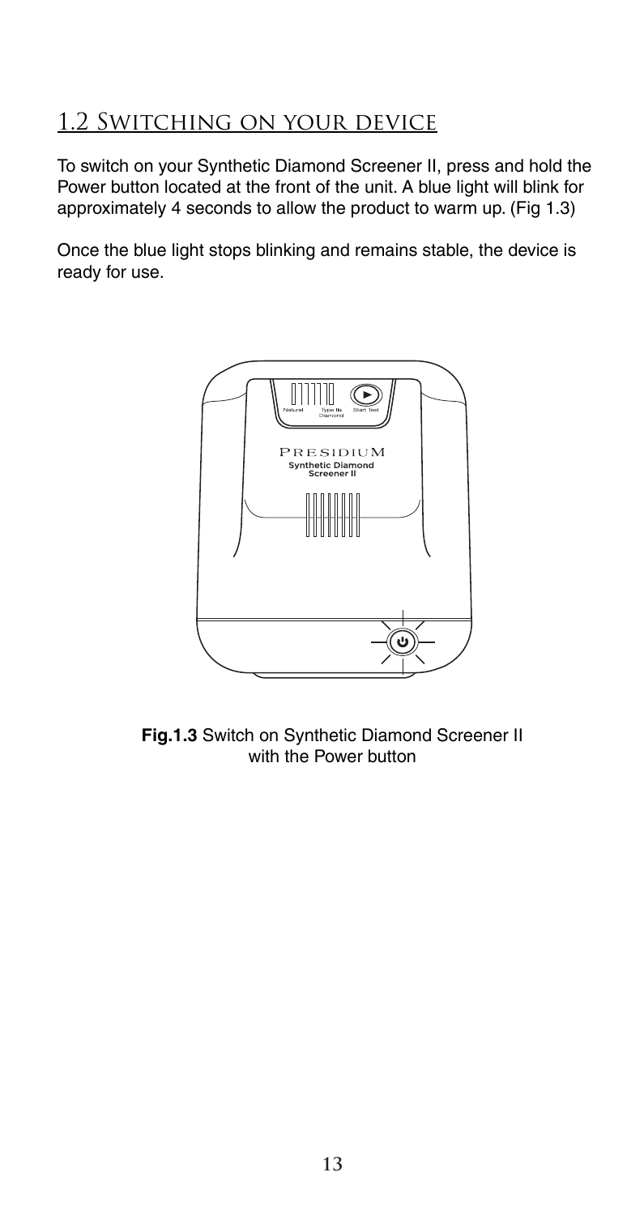## 1.2 Switching on your device

To switch on your Synthetic Diamond Screener II, press and hold the Power button located at the front of the unit. A blue light will blink for approximately 4 seconds to allow the product to warm up. (Fig 1.3)

Once the blue light stops blinking and remains stable, the device is ready for use.

**Fig.1.3** Switch on Synthetic Diamond Screener II with the Power button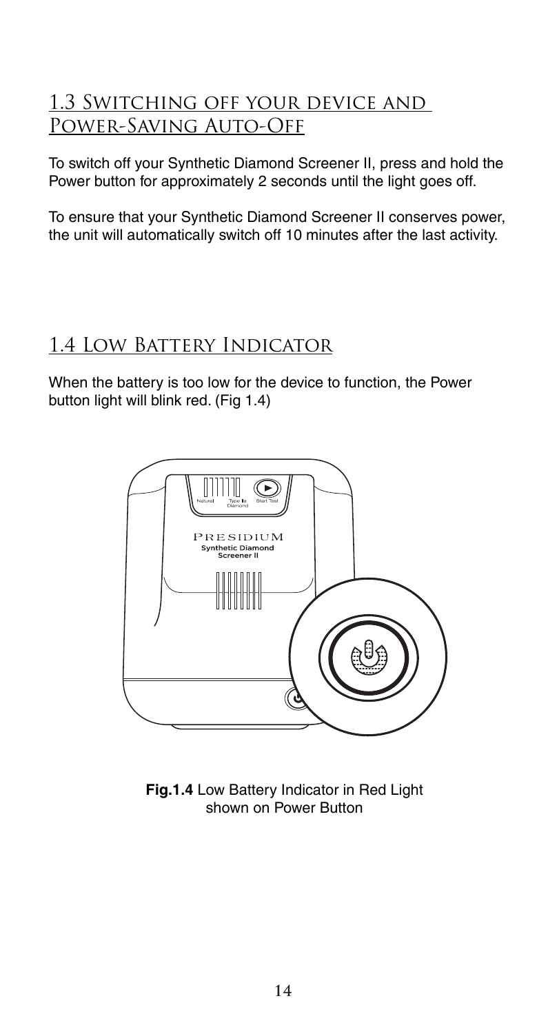## 1.3 Switching off your device and Power-Saving Auto-Off

To switch off your Synthetic Diamond Screener II, press and hold the Power button for approximately 2 seconds until the light goes off.

To ensure that your Synthetic Diamond Screener II conserves power, the unit will automatically switch off 10 minutes after the last activity.

## 1.4 Low Battery Indicator

When the battery is too low for the device to function, the Power button light will blink red. (Fig 1.4)

**Fig.1.4** Low Battery Indicator in Red Light shown on Power Button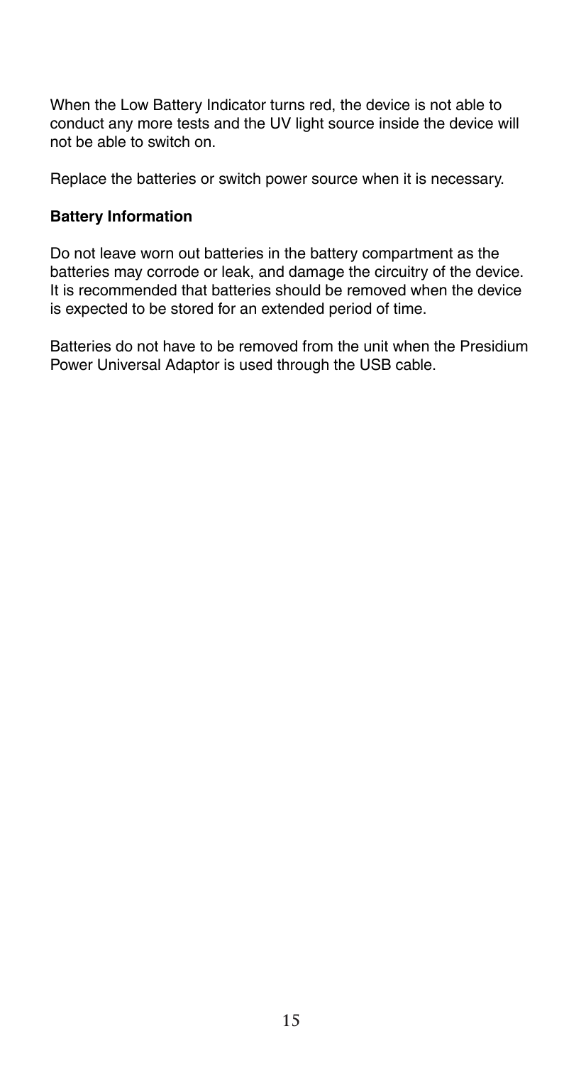When the Low Battery Indicator turns red, the device is not able to conduct any more tests and the UV light source inside the device will not be able to switch on.

Replace the batteries or switch power source when it is necessary.

**Battery Information**

Do not leave worn out batteries in the battery compartment as the batteries may corrode or leak, and damage the circuitry of the device. It is recommended that batteries should be removed when the device is expected to be stored for an extended period of time.

Batteries do not have to be removed from the unit when the Presidium Power Universal Adaptor is used through the USB cable.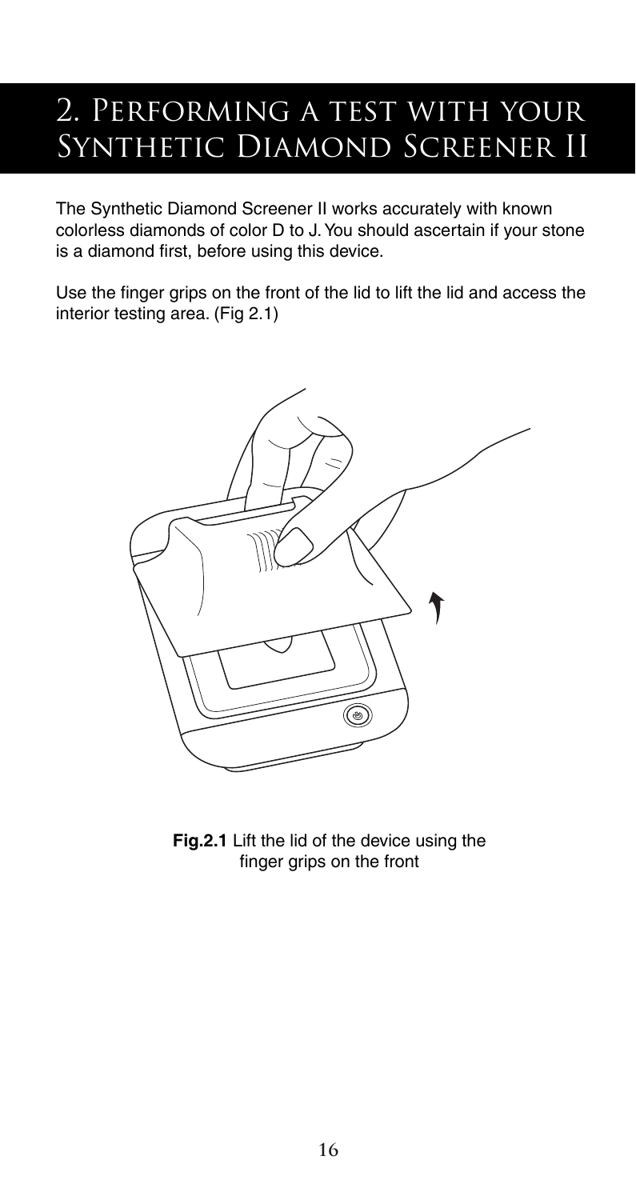# 2. Performing a test with your Synthetic Diamond Screener II

The Synthetic Diamond Screener II works accurately with known colorless diamonds of color D to J. You should ascertain if your stone is a diamond first, before using this device.

Use the finger grips on the front of the lid to lift the lid and access the interior testing area. (Fig 2.1)

**Fig.2.1** Lift the lid of the device using the finger grips on the front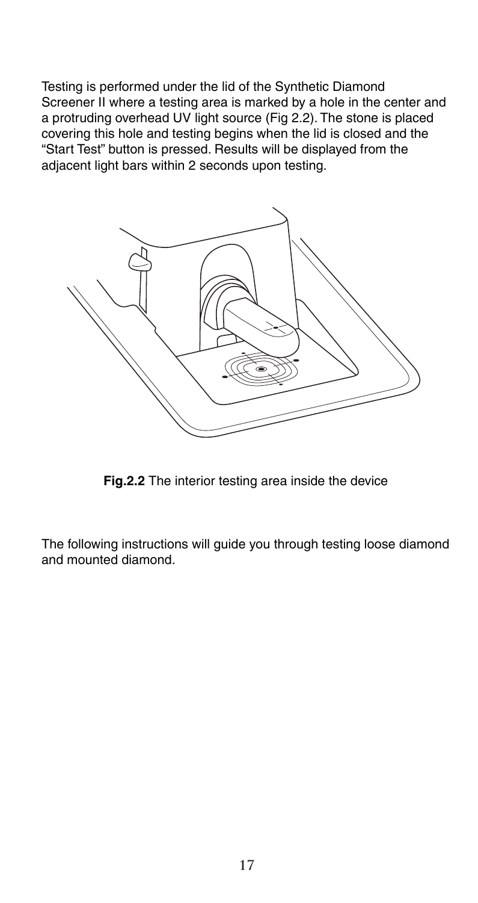Testing is performed under the lid of the Synthetic Diamond Screener II where a testing area is marked by a hole in the center and a protruding overhead UV light source (Fig 2.2). The stone is placed covering this hole and testing begins when the lid is closed and the "Start Test" button is pressed. Results will be displayed from the adjacent light bars within 2 seconds upon testing.

**Fig.2.2** The interior testing area inside the device

The following instructions will guide you through testing loose diamond and mounted diamond.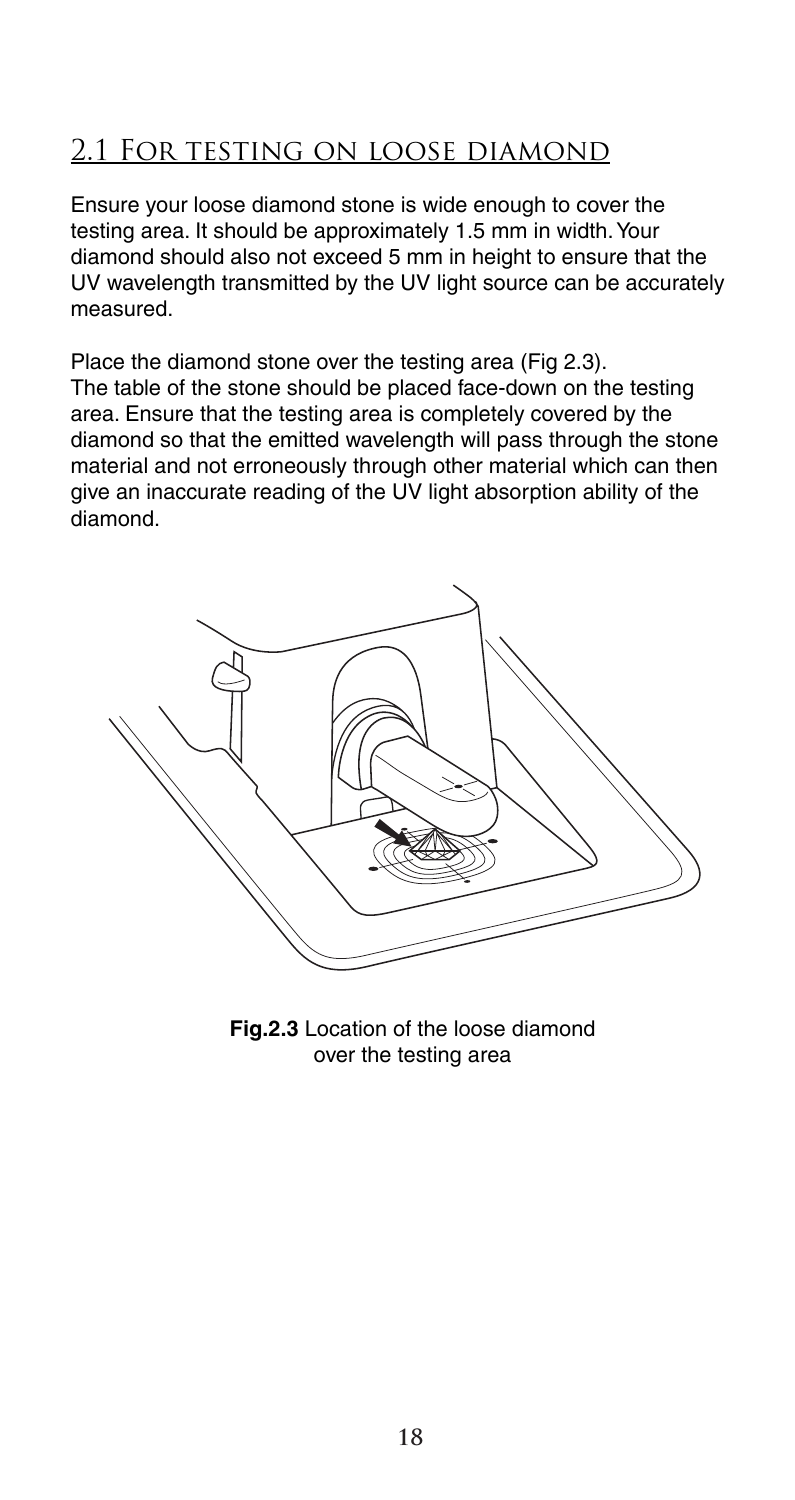## 2.1 For testing on loose diamond

Ensure your loose diamond stone is wide enough to cover the testing area. It should be approximately 1.5 mm in width. Your diamond should also not exceed 5 mm in height to ensure that the UV wavelength transmitted by the UV light source can be accurately measured.

Place the diamond stone over the testing area (Fig 2.3). The table of the stone should be placed face-down on the testing area. Ensure that the testing area is completely covered by the diamond so that the emitted wavelength will pass through the stone material and not erroneously through other material which can then give an inaccurate reading of the UV light absorption ability of the diamond.

**Fig.2.3** Location of the loose diamond over the testing area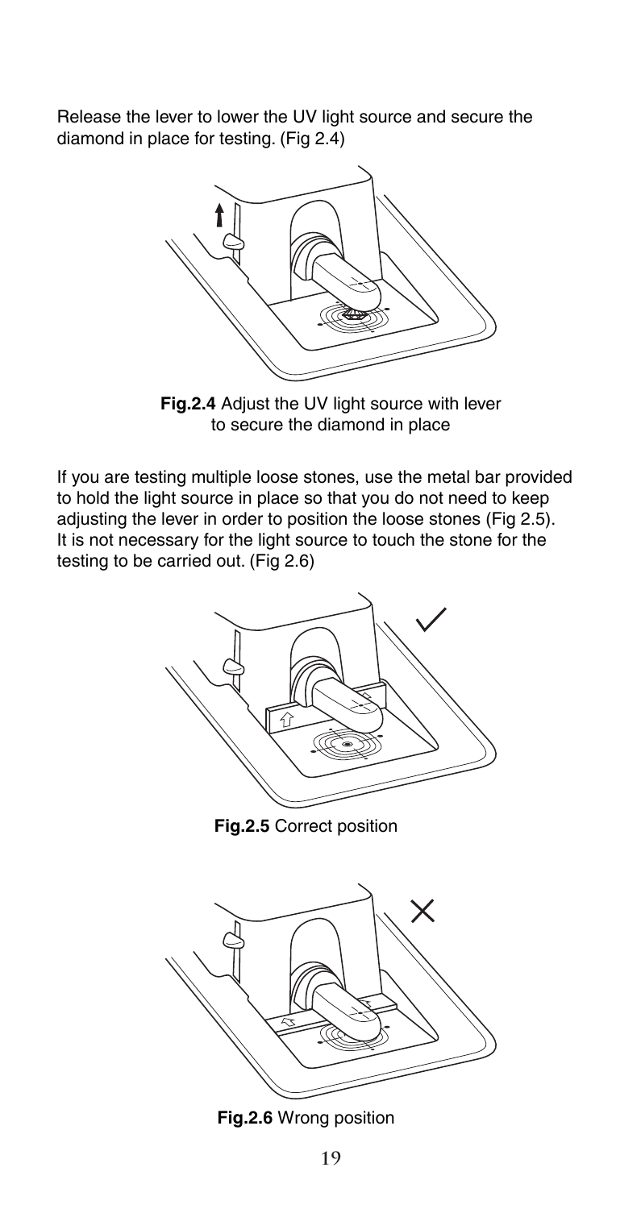Release the lever to lower the UV light source and secure the diamond in place for testing. (Fig 2.4)

**Fig.2.4** Adjust the UV light source with lever to secure the diamond in place

If you are testing multiple loose stones, use the metal bar provided to hold the light source in place so that you do not need to keep adjusting the lever in order to position the loose stones (Fig 2.5). It is not necessary for the light source to touch the stone for the testing to be carried out. (Fig 2.6)

**Fig.2.5** Correct position

**Fig.2.6** Wrong position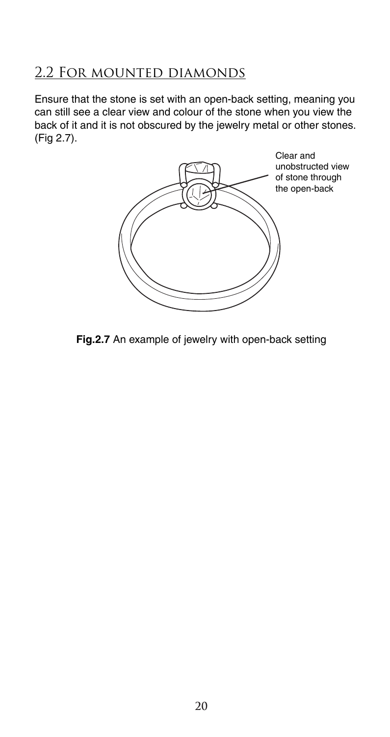## 2.2 For mounted diamonds

Ensure that the stone is set with an open-back setting, meaning you can still see a clear view and colour of the stone when you view the back of it and it is not obscured by the jewelry metal or other stones. (Fig 2.7).

Clear and unobstructed view of stone through the open-back

**Fig.2.7** An example of jewelry with open-back setting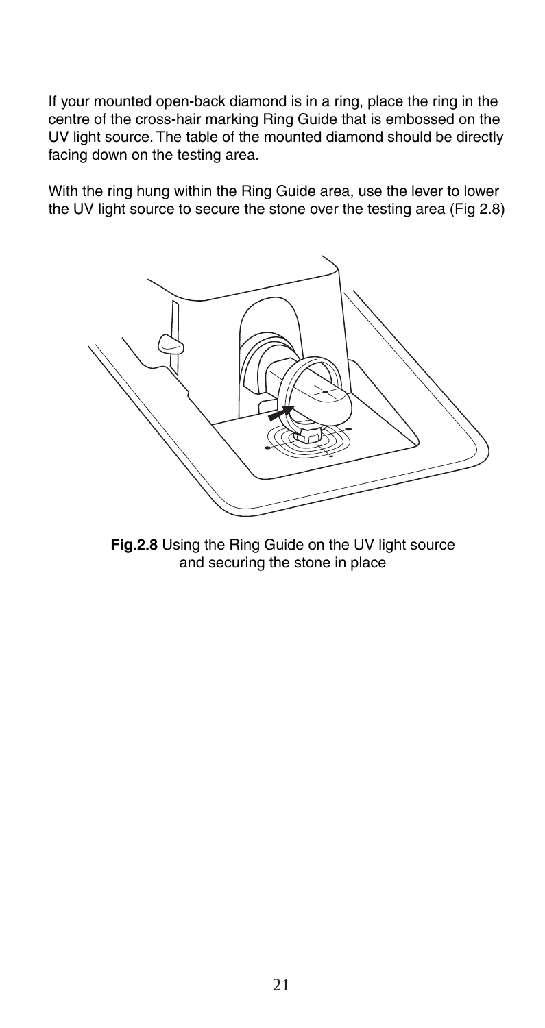If your mounted open-back diamond is in a ring, place the ring in the centre of the cross-hair marking Ring Guide that is embossed on the UV light source. The table of the mounted diamond should be directly facing down on the testing area.

With the ring hung within the Ring Guide area, use the lever to lower the UV light source to secure the stone over the testing area (Fig 2.8)

**Fig.2.8** Using the Ring Guide on the UV light source and securing the stone in place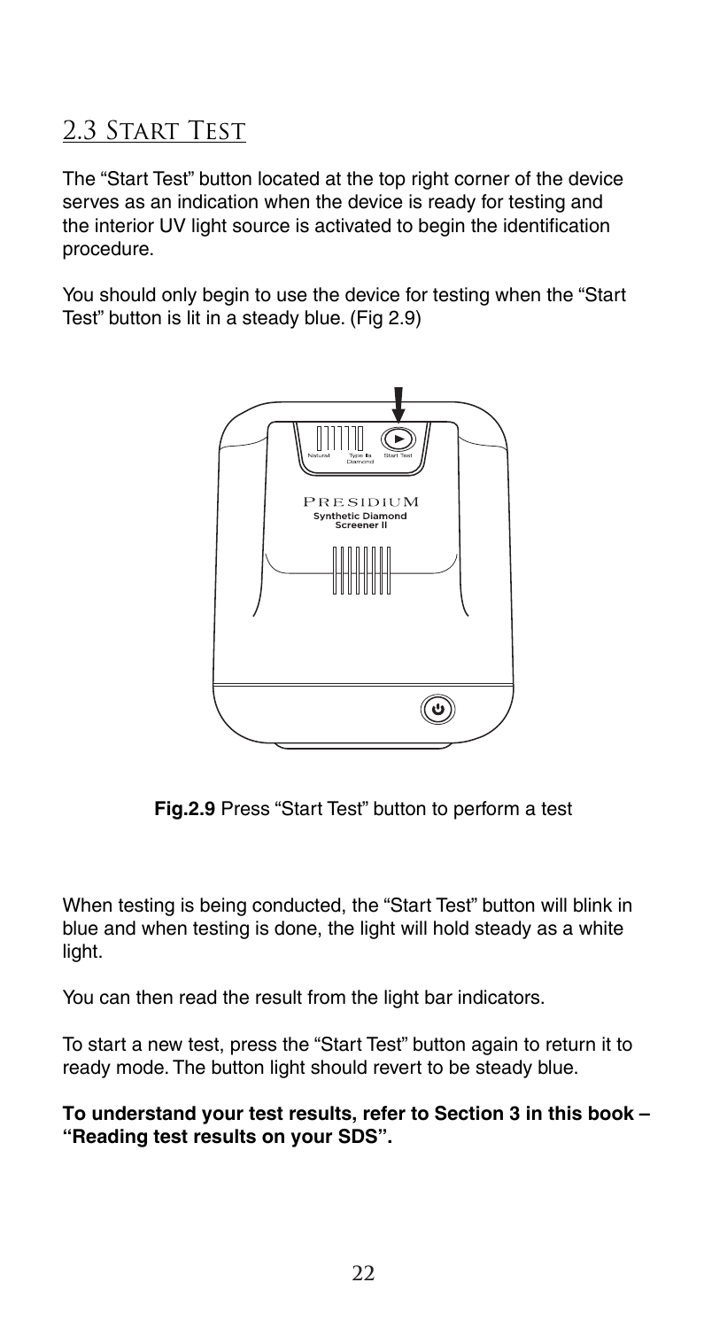## 2.3 Start Test

The "Start Test" button located at the top right corner of the device serves as an indication when the device is ready for testing and the interior UV light source is activated to begin the identification procedure.

You should only begin to use the device for testing when the "Start Test" button is lit in a steady blue. (Fig 2.9)

**Fig.2.9** Press "Start Test" button to perform a test

When testing is being conducted, the "Start Test" button will blink in blue and when testing is done, the light will hold steady as a white light.

You can then read the result from the light bar indicators.

To start a new test, press the "Start Test" button again to return it to ready mode. The button light should revert to be steady blue.

**To understand your test results, refer to Section 3 in this book – "Reading test results on your SDS".**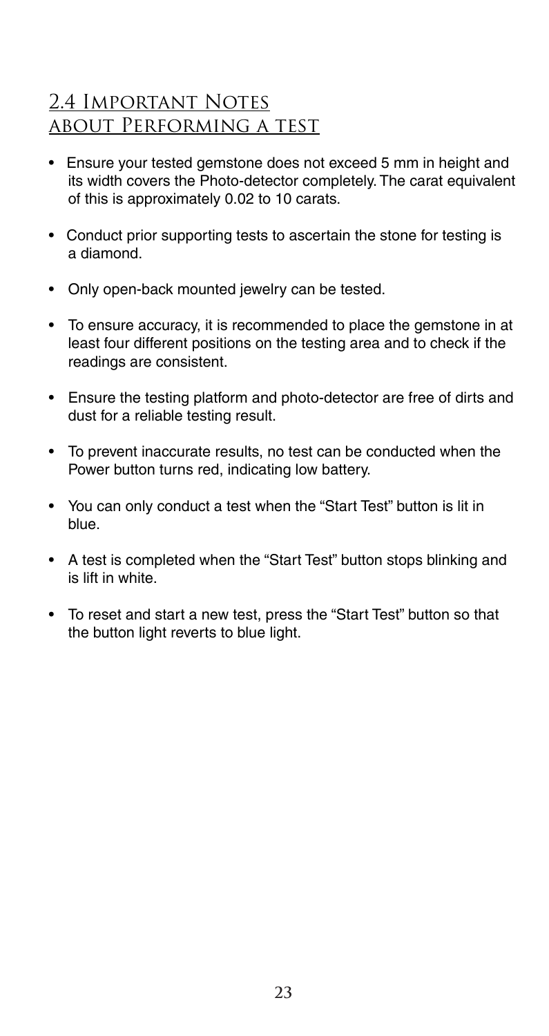## 2.4 Important Notes about Performing a test

- Ensure your tested gemstone does not exceed 5 mm in height and its width covers the Photo-detector completely. The carat equivalent of this is approximately 0.02 to 10 carats.
- Conduct prior supporting tests to ascertain the stone for testing is a diamond.
- Only open-back mounted jewelry can be tested.
- To ensure accuracy, it is recommended to place the gemstone in at least four different positions on the testing area and to check if the readings are consistent.
- Ensure the testing platform and photo-detector are free of dirts and dust for a reliable testing result.
- To prevent inaccurate results, no test can be conducted when the Power button turns red, indicating low battery.
- You can only conduct a test when the “Start Test” button is lit in blue.
- A test is completed when the “Start Test” button stops blinking and is lift in white.
- To reset and start a new test, press the “Start Test” button so that the button light reverts to blue light.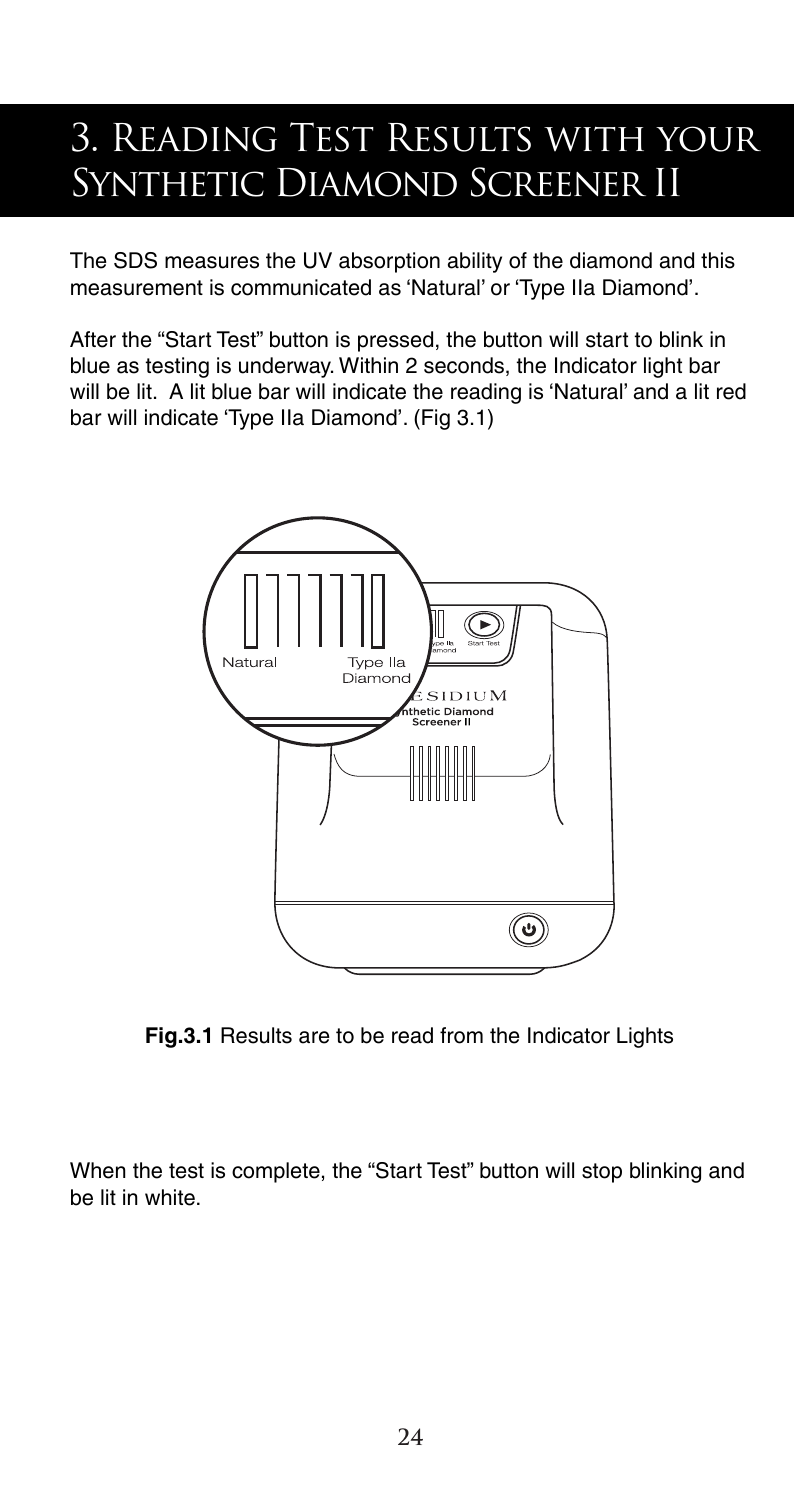# 3. Reading Test Results with your Synthetic Diamond Screener II

The SDS measures the UV absorption ability of the diamond and this measurement is communicated as 'Natural' or 'Type IIa Diamond'.

After the "Start Test" button is pressed, the button will start to blink in blue as testing is underway. Within 2 seconds, the Indicator light bar will be lit. A lit blue bar will indicate the reading is 'Natural' and a lit red bar will indicate 'Type IIa Diamond'. (Fig 3.1)

**Fig.3.1** Results are to be read from the Indicator Lights

When the test is complete, the "Start Test" button will stop blinking and be lit in white.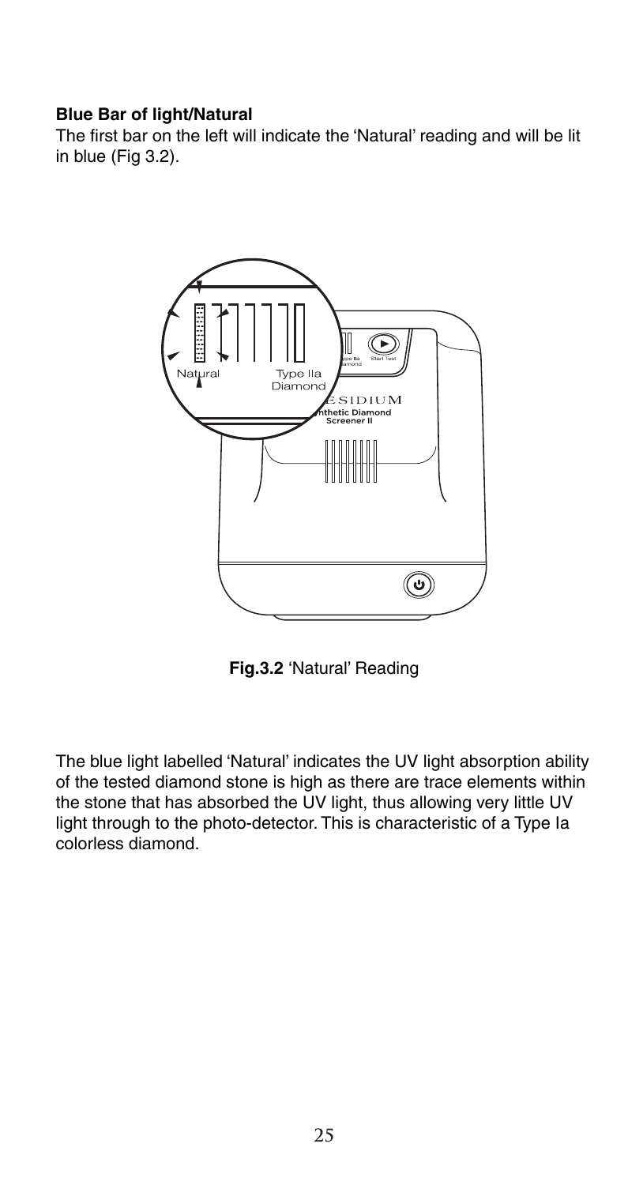### Blue Bar of light/Natural

The first bar on the left will indicate the 'Natural' reading and will be lit in blue (Fig 3.2).

**Fig.3.2** 'Natural' Reading

The blue light labelled 'Natural' indicates the UV light absorption ability of the tested diamond stone is high as there are trace elements within the stone that has absorbed the UV light, thus allowing very little UV light through to the photo-detector. This is characteristic of a Type Ia colorless diamond.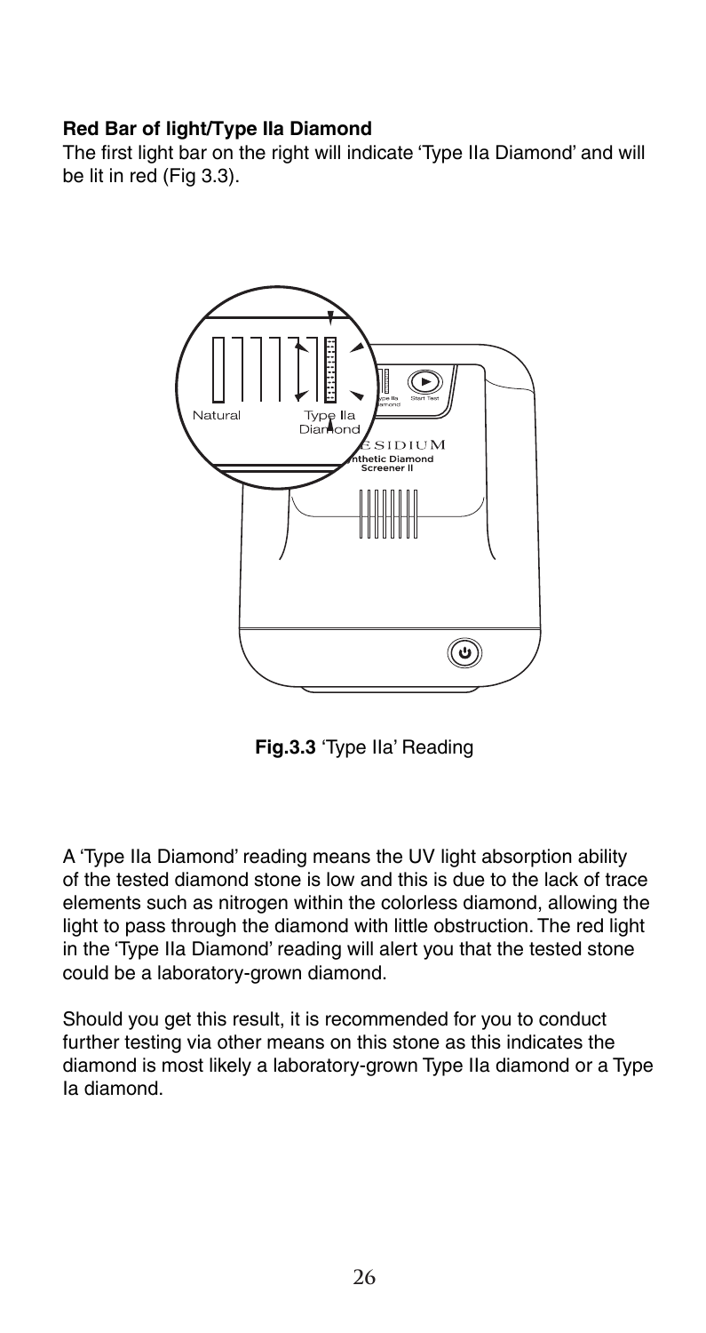**Red Bar of light/Type IIa Diamond**

The first light bar on the right will indicate 'Type IIa Diamond' and will be lit in red (Fig 3.3).

**Fig.3.3** 'Type IIa' Reading

A 'Type IIa Diamond' reading means the UV light absorption ability of the tested diamond stone is low and this is due to the lack of trace elements such as nitrogen within the colorless diamond, allowing the light to pass through the diamond with little obstruction. The red light in the 'Type IIa Diamond' reading will alert you that the tested stone could be a laboratory-grown diamond.

Should you get this result, it is recommended for you to conduct further testing via other means on this stone as this indicates the diamond is most likely a laboratory-grown Type IIa diamond or a Type Ia diamond.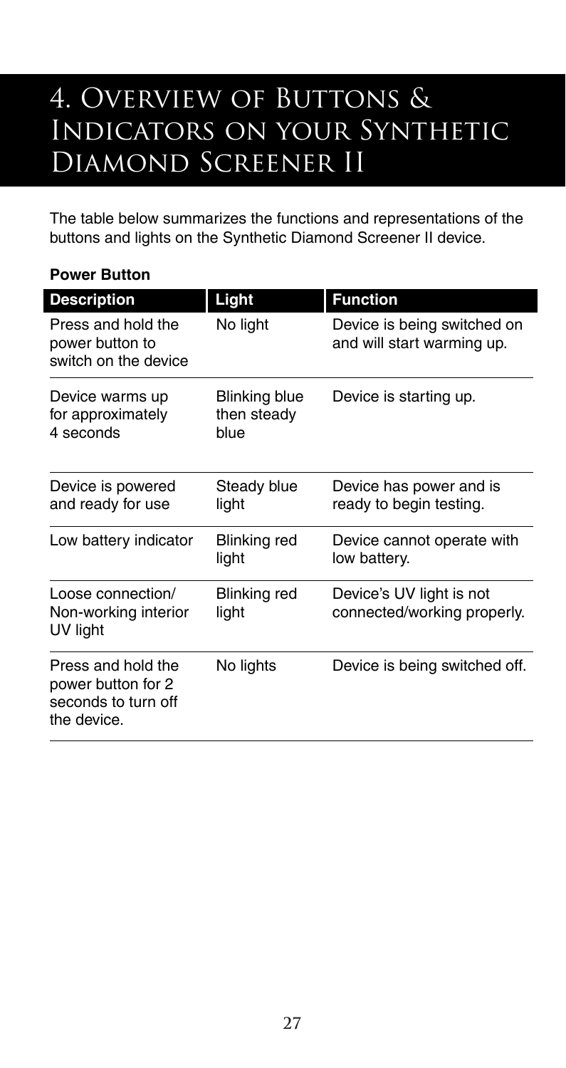# 4. Overview of Buttons & Indicators on your Synthetic Diamond Screener II

The table below summarizes the functions and representations of the buttons and lights on the Synthetic Diamond Screener II device.

**Power Button**

| Description | Light | Function |
| --- | --- | --- |
| Press and hold the power button to switch on the device | No light | Device is being switched on and will start warming up. |
| Device warms up for approximately 4 seconds | Blinking blue then steady blue | Device is starting up. |
| Device is powered and ready for use | Steady blue light | Device has power and is ready to begin testing. |
| Low battery indicator | Blinking red light | Device cannot operate with low battery. |
| Loose connection/ Non-working interior UV light | Blinking red light | Device's UV light is not connected/working properly. |
| Press and hold the power button for 2 seconds to turn off the device. | No lights | Device is being switched off. |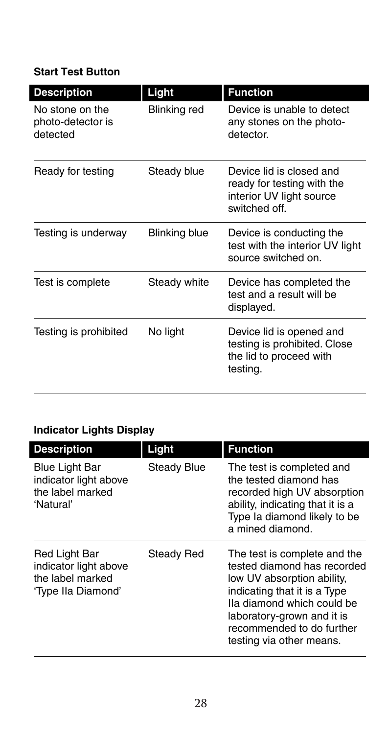**Start Test Button**

| Description | Light | Function |
| --- | --- | --- |
| No stone on the photo-detector is detected | Blinking red | Device is unable to detect any stones on the photo-detector. |
| Ready for testing | Steady blue | Device lid is closed and ready for testing with the interior UV light source switched off. |
| Testing is underway | Blinking blue | Device is conducting the test with the interior UV light source switched on. |
| Test is complete | Steady white | Device has completed the test and a result will be displayed. |
| Testing is prohibited | No light | Device lid is opened and testing is prohibited. Close the lid to proceed with testing. |

**Indicator Lights Display**

| Description | Light | Function |
| --- | --- | --- |
| Blue Light Bar indicator light above the label marked 'Natural' | Steady Blue | The test is completed and the tested diamond has recorded high UV absorption ability, indicating that it is a Type Ia diamond likely to be a mined diamond. |
| Red Light Bar indicator light above the label marked 'Type IIa Diamond' | Steady Red | The test is complete and the tested diamond has recorded low UV absorption ability, indicating that it is a Type IIa diamond which could be laboratory-grown and it is recommended to do further testing via other means. |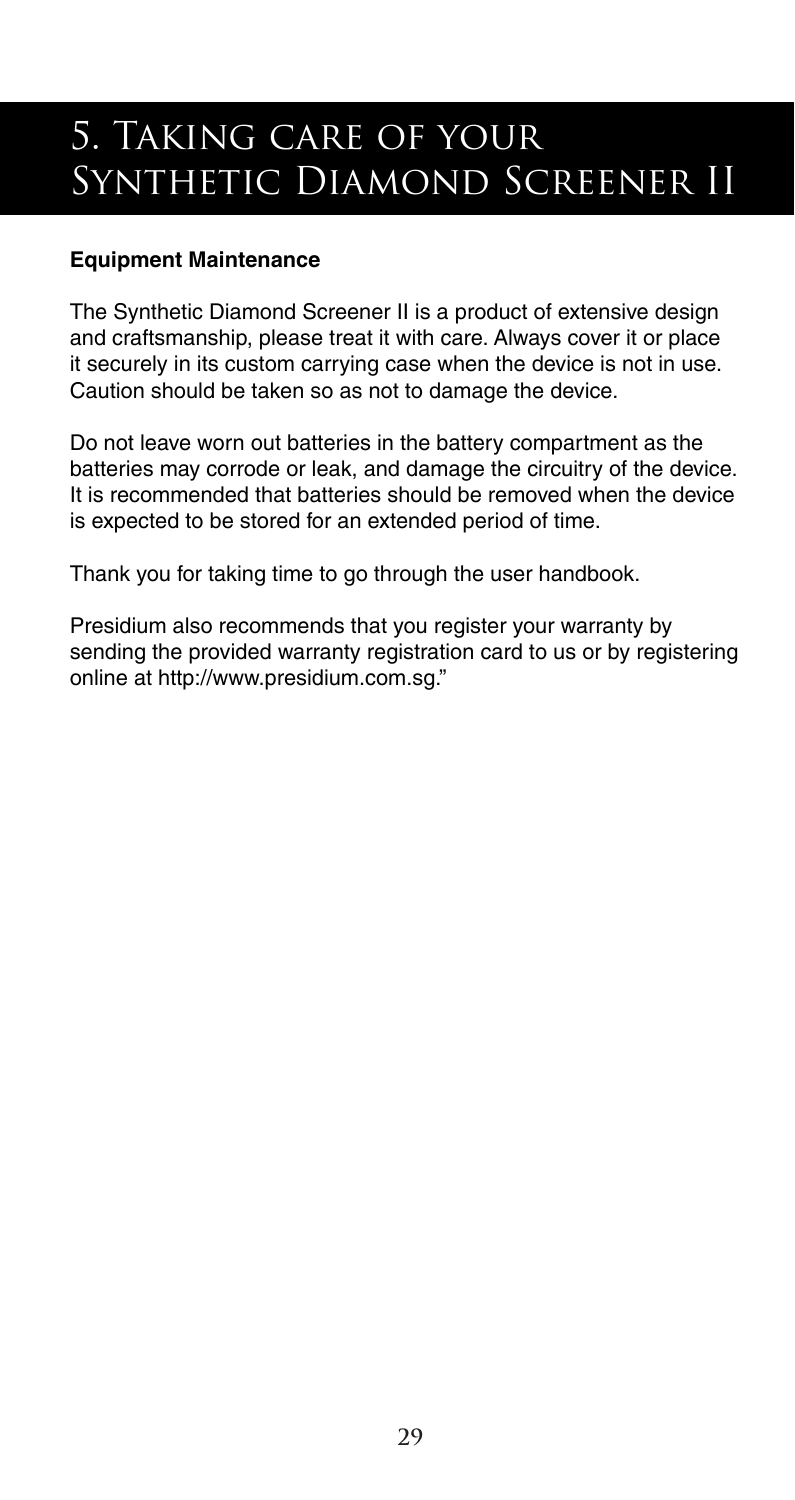# 5. Taking care of your Synthetic Diamond Screener II

**Equipment Maintenance**

The Synthetic Diamond Screener II is a product of extensive design and craftsmanship, please treat it with care. Always cover it or place it securely in its custom carrying case when the device is not in use. Caution should be taken so as not to damage the device.

Do not leave worn out batteries in the battery compartment as the batteries may corrode or leak, and damage the circuitry of the device. It is recommended that batteries should be removed when the device is expected to be stored for an extended period of time.

Thank you for taking time to go through the user handbook.

Presidium also recommends that you register your warranty by sending the provided warranty registration card to us or by registering online at http://www.presidium.com.sg."